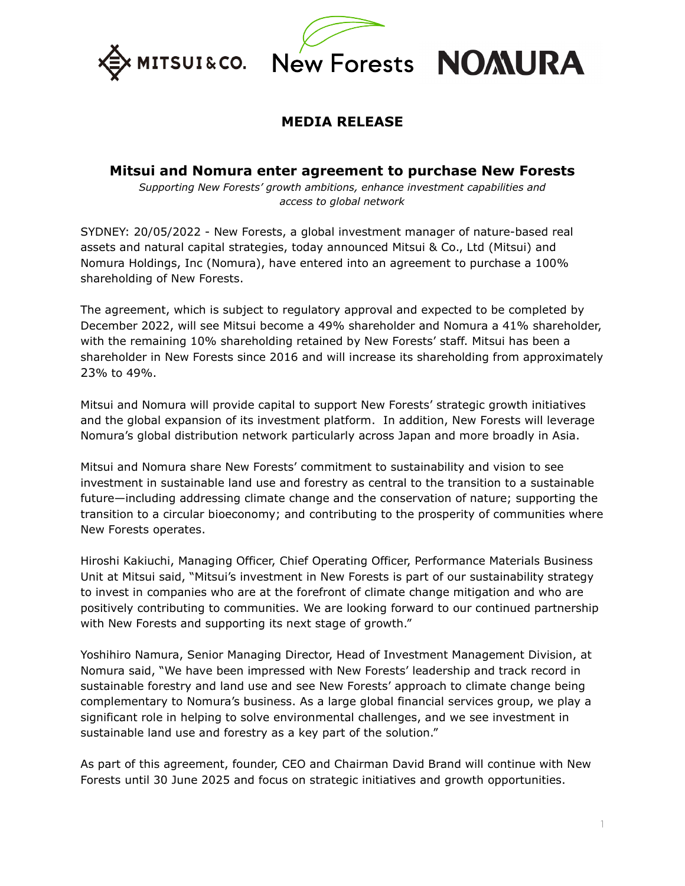# MEDIA RELEASE

## Mitsui and Nomura enter agreement to purchase New Forests

*Supporting New Forests' growth ambitions, enhance investment capabilities and access to global network*

SYDNEY: 20/05/2022 - New Forests, a global investment manager of nature-based real assets and natural capital strategies, today announced Mitsui & Co., Ltd (Mitsui) and Nomura Holdings, Inc (Nomura), have entered into an agreement to purchase a 100% shareholding of New Forests.

The agreement, which is subject to regulatory approval and expected to be completed by December 2022, will see Mitsui become a 49% shareholder and Nomura a 41% shareholder, with the remaining 10% shareholding retained by New Forests' staff. Mitsui has been a shareholder in New Forests since 2016 and will increase its shareholding from approximately 23% to 49%.

Mitsui and Nomura will provide capital to support New Forests' strategic growth initiatives and the global expansion of its investment platform. In addition, New Forests will leverage Nomura's global distribution network particularly across Japan and more broadly in Asia.

Mitsui and Nomura share New Forests' commitment to sustainability and vision to see investment in sustainable land use and forestry as central to the transition to a sustainable future—including addressing climate change and the conservation of nature; supporting the transition to a circular bioeconomy; and contributing to the prosperity of communities where New Forests operates.

Hiroshi Kakiuchi, Managing Officer, Chief Operating Officer, Performance Materials Business Unit at Mitsui said, "Mitsui's investment in New Forests is part of our sustainability strategy to invest in companies who are at the forefront of climate change mitigation and who are positively contributing to communities. We are looking forward to our continued partnership with New Forests and supporting its next stage of growth."

Yoshihiro Namura, Senior Managing Director, Head of Investment Management Division, at Nomura said, "We have been impressed with New Forests' leadership and track record in sustainable forestry and land use and see New Forests' approach to climate change being complementary to Nomura's business. As a large global financial services group, we play a significant role in helping to solve environmental challenges, and we see investment in sustainable land use and forestry as a key part of the solution."

As part of this agreement, founder, CEO and Chairman David Brand will continue with New Forests until 30 June 2025 and focus on strategic initiatives and growth opportunities.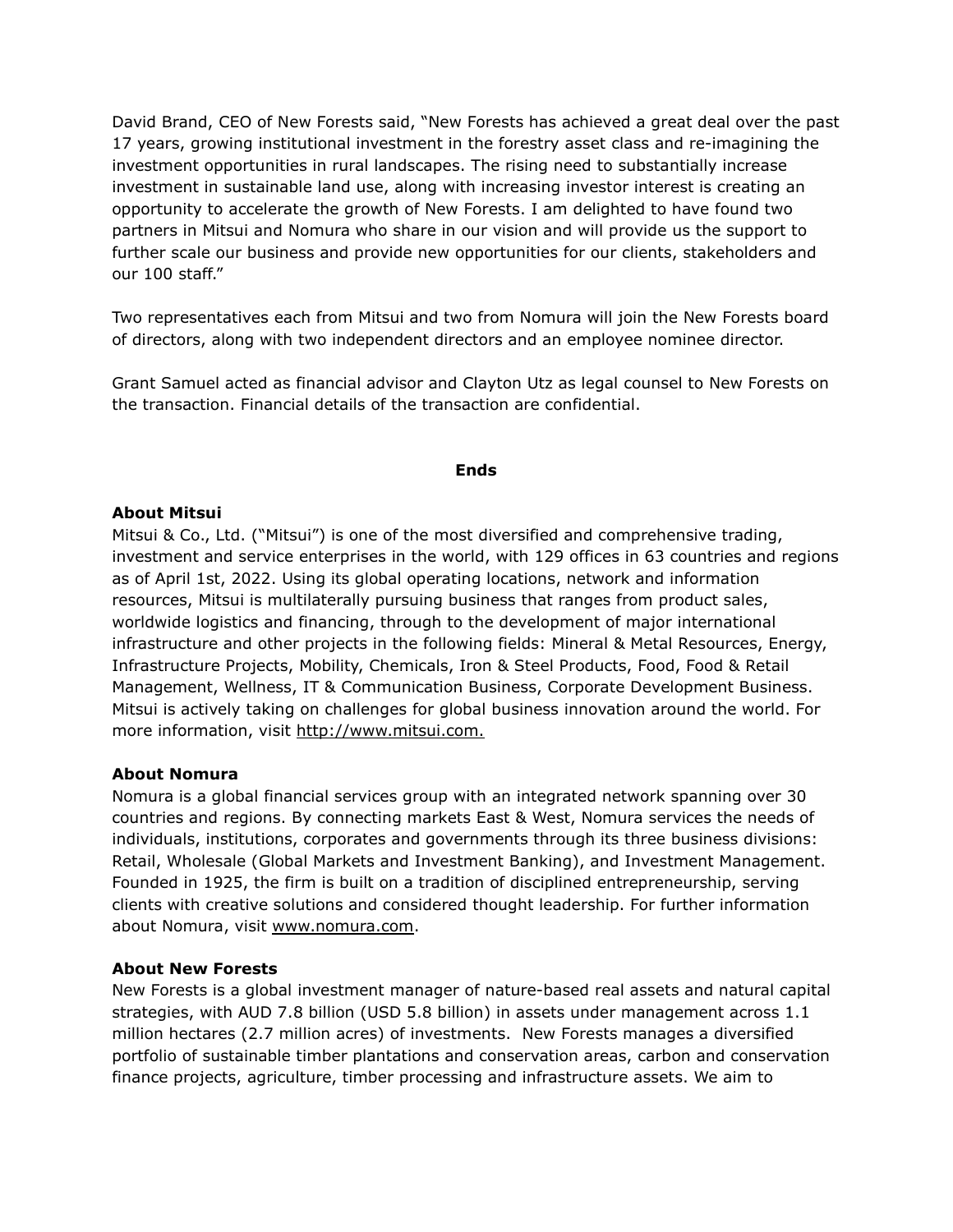David Brand, CEO of New Forests said, “New Forests has achieved a great deal over the past 17 years, growing institutional investment in the forestry asset class and re-imagining the investment opportunities in rural landscapes. The rising need to substantially increase investment in sustainable land use, along with increasing investor interest is creating an opportunity to accelerate the growth of New Forests. I am delighted to have found two partners in Mitsui and Nomura who share in our vision and will provide us the support to further scale our business and provide new opportunities for our clients, stakeholders and our 100 staff.”

Two representatives each from Mitsui and two from Nomura will join the New Forests board of directors, along with two independent directors and an employee nominee director.

Grant Samuel acted as financial advisor and Clayton Utz as legal counsel to New Forests on the transaction. Financial details of the transaction are confidential.

**Ends**

**About Mitsui**

Mitsui & Co., Ltd. (“Mitsui”) is one of the most diversified and comprehensive trading, investment and service enterprises in the world, with 129 offices in 63 countries and regions as of April 1st, 2022. Using its global operating locations, network and information resources, Mitsui is multilaterally pursuing business that ranges from product sales, worldwide logistics and financing, through to the development of major international infrastructure and other projects in the following fields: Mineral & Metal Resources, Energy, Infrastructure Projects, Mobility, Chemicals, Iron & Steel Products, Food, Food & Retail Management, Wellness, IT & Communication Business, Corporate Development Business. Mitsui is actively taking on challenges for global business innovation around the world. For more information, visit http://www.mitsui.com.

**About Nomura**

Nomura is a global financial services group with an integrated network spanning over 30 countries and regions. By connecting markets East & West, Nomura services the needs of individuals, institutions, corporates and governments through its three business divisions: Retail, Wholesale (Global Markets and Investment Banking), and Investment Management. Founded in 1925, the firm is built on a tradition of disciplined entrepreneurship, serving clients with creative solutions and considered thought leadership. For further information about Nomura, visit www.nomura.com.

**About New Forests**

New Forests is a global investment manager of nature-based real assets and natural capital strategies, with AUD 7.8 billion (USD 5.8 billion) in assets under management across 1.1 million hectares (2.7 million acres) of investments. New Forests manages a diversified portfolio of sustainable timber plantations and conservation areas, carbon and conservation finance projects, agriculture, timber processing and infrastructure assets. We aim to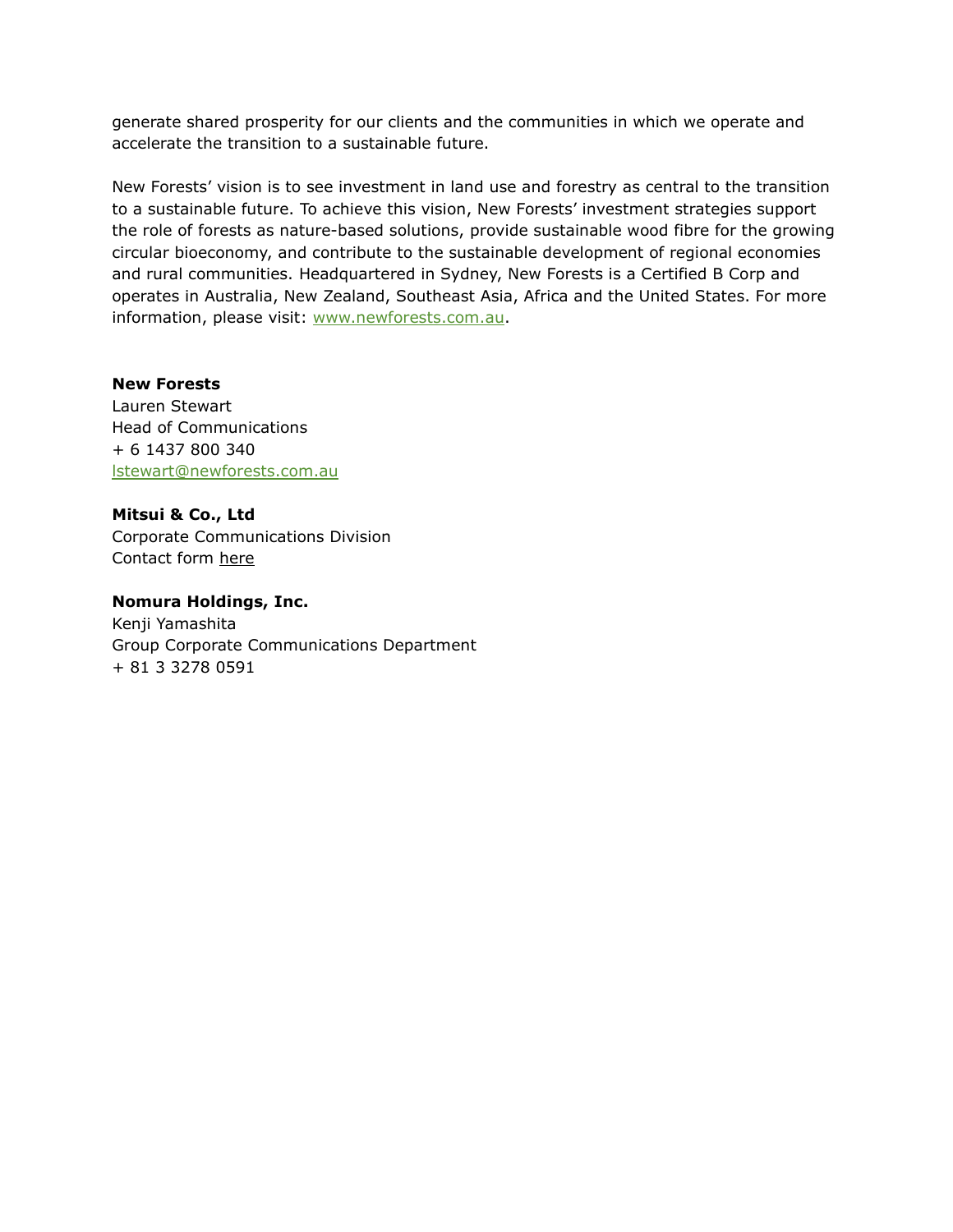generate shared prosperity for our clients and the communities in which we operate and accelerate the transition to a sustainable future.

New Forests' vision is to see investment in land use and forestry as central to the transition to a sustainable future. To achieve this vision, New Forests' investment strategies support the role of forests as nature-based solutions, provide sustainable wood fibre for the growing circular bioeconomy, and contribute to the sustainable development of regional economies and rural communities. Headquartered in Sydney, New Forests is a Certified B Corp and operates in Australia, New Zealand, Southeast Asia, Africa and the United States. For more information, please visit: [www.newforests.com.au](www.newforests.com.au).

**New Forests**
Lauren Stewart
Head of Communications
+ 6 1437 800 340
[lstewart@newforests.com.au](mailto:lstewart@newforests.com.au)

**Mitsui & Co., Ltd**
Corporate Communications Division
Contact form here

**Nomura Holdings, Inc.**
Kenji Yamashita
Group Corporate Communications Department
+ 81 3 3278 0591